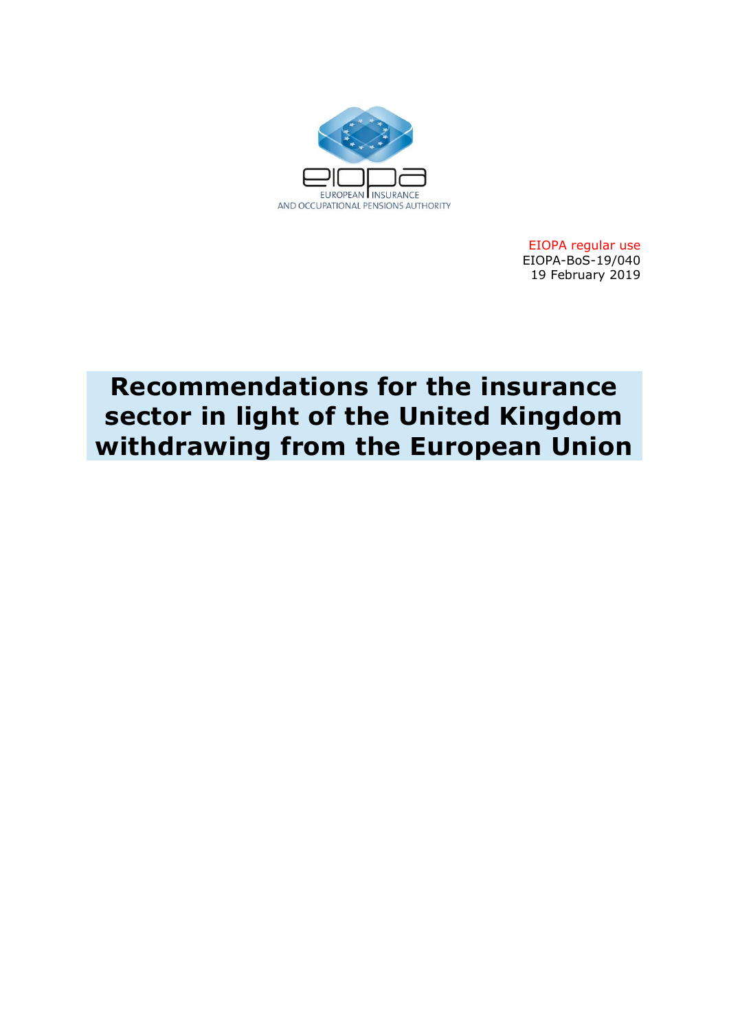EUROPEAN INSURANCE AND OCCUPATIONAL PENSIONS AUTHORITY

EIOPA regular use
EIOPA-BoS-19/040
19 February 2019

# Recommendations for the insurance sector in light of the United Kingdom withdrawing from the European Union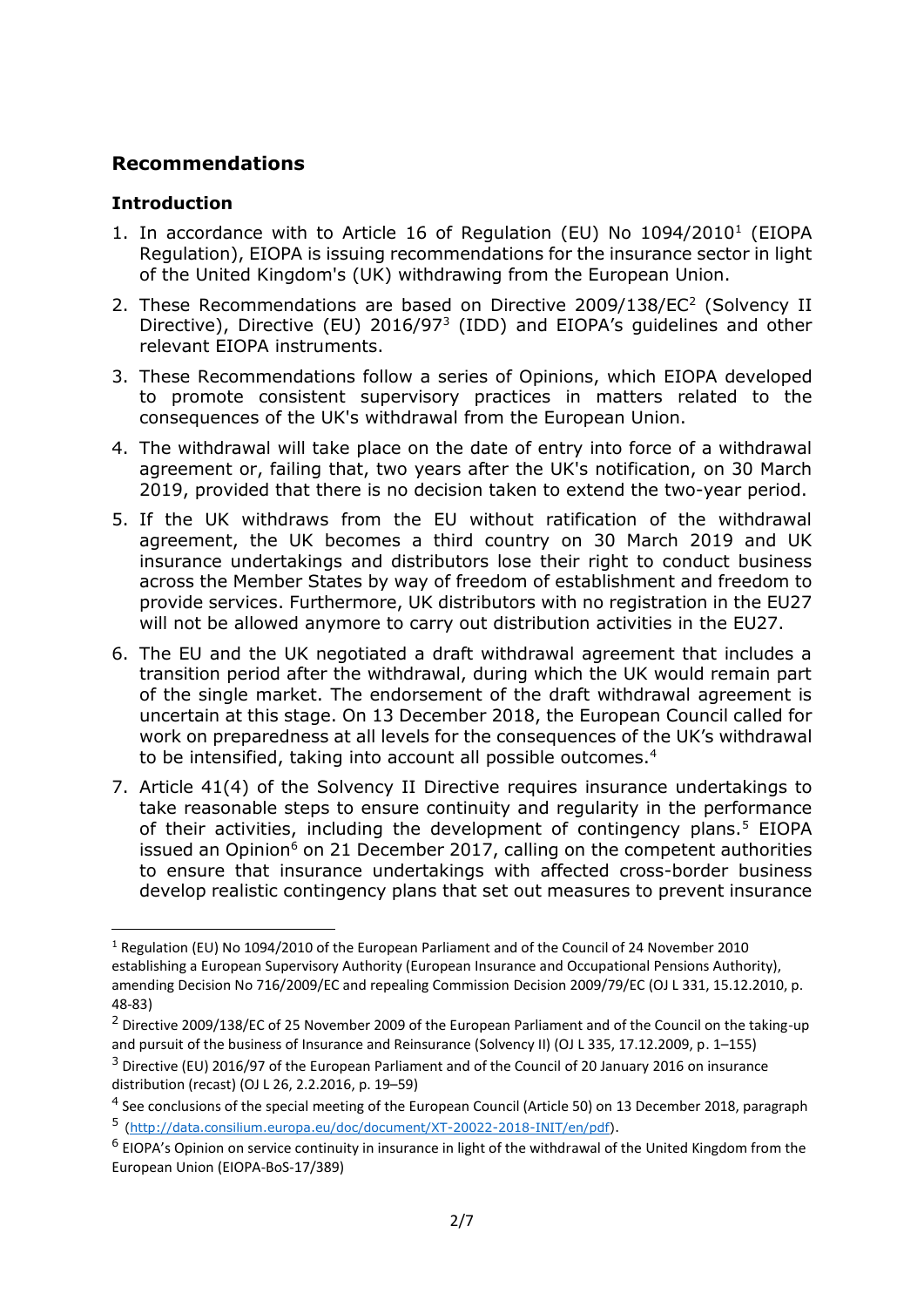## Recommendations

### Introduction

1. In accordance with to Article 16 of Regulation (EU) No 1094/2010[1] (EIOPA Regulation), EIOPA is issuing recommendations for the insurance sector in light of the United Kingdom's (UK) withdrawing from the European Union.
2. These Recommendations are based on Directive 2009/138/EC[2] (Solvency II Directive), Directive (EU) 2016/97[3] (IDD) and EIOPA's guidelines and other relevant EIOPA instruments.
3. These Recommendations follow a series of Opinions, which EIOPA developed to promote consistent supervisory practices in matters related to the consequences of the UK's withdrawal from the European Union.
4. The withdrawal will take place on the date of entry into force of a withdrawal agreement or, failing that, two years after the UK's notification, on 30 March 2019, provided that there is no decision taken to extend the two-year period.
5. If the UK withdraws from the EU without ratification of the withdrawal agreement, the UK becomes a third country on 30 March 2019 and UK insurance undertakings and distributors lose their right to conduct business across the Member States by way of freedom of establishment and freedom to provide services. Furthermore, UK distributors with no registration in the EU27 will not be allowed anymore to carry out distribution activities in the EU27.
6. The EU and the UK negotiated a draft withdrawal agreement that includes a transition period after the withdrawal, during which the UK would remain part of the single market. The endorsement of the draft withdrawal agreement is uncertain at this stage. On 13 December 2018, the European Council called for work on preparedness at all levels for the consequences of the UK's withdrawal to be intensified, taking into account all possible outcomes.[4]
7. Article 41(4) of the Solvency II Directive requires insurance undertakings to take reasonable steps to ensure continuity and regularity in the performance of their activities, including the development of contingency plans.[5] EIOPA issued an Opinion[6] on 21 December 2017, calling on the competent authorities to ensure that insurance undertakings with affected cross-border business develop realistic contingency plans that set out measures to prevent insurance

---

[1] Regulation (EU) No 1094/2010 of the European Parliament and of the Council of 24 November 2010 establishing a European Supervisory Authority (European Insurance and Occupational Pensions Authority), amending Decision No 716/2009/EC and repealing Commission Decision 2009/79/EC (OJ L 331, 15.12.2010, p. 48-83)

[2] Directive 2009/138/EC of 25 November 2009 of the European Parliament and of the Council on the taking-up and pursuit of the business of Insurance and Reinsurance (Solvency II) (OJ L 335, 17.12.2009, p. 1–155)

[3] Directive (EU) 2016/97 of the European Parliament and of the Council of 20 January 2016 on insurance distribution (recast) (OJ L 26, 2.2.2016, p. 19–59)

[4] See conclusions of the special meeting of the European Council (Article 50) on 13 December 2018, paragraph

[5] (http://data.consilium.europa.eu/doc/document/XT-20022-2018-INIT/en/pdf).

[6] EIOPA's Opinion on service continuity in insurance in light of the withdrawal of the United Kingdom from the European Union (EIOPA-BoS-17/389)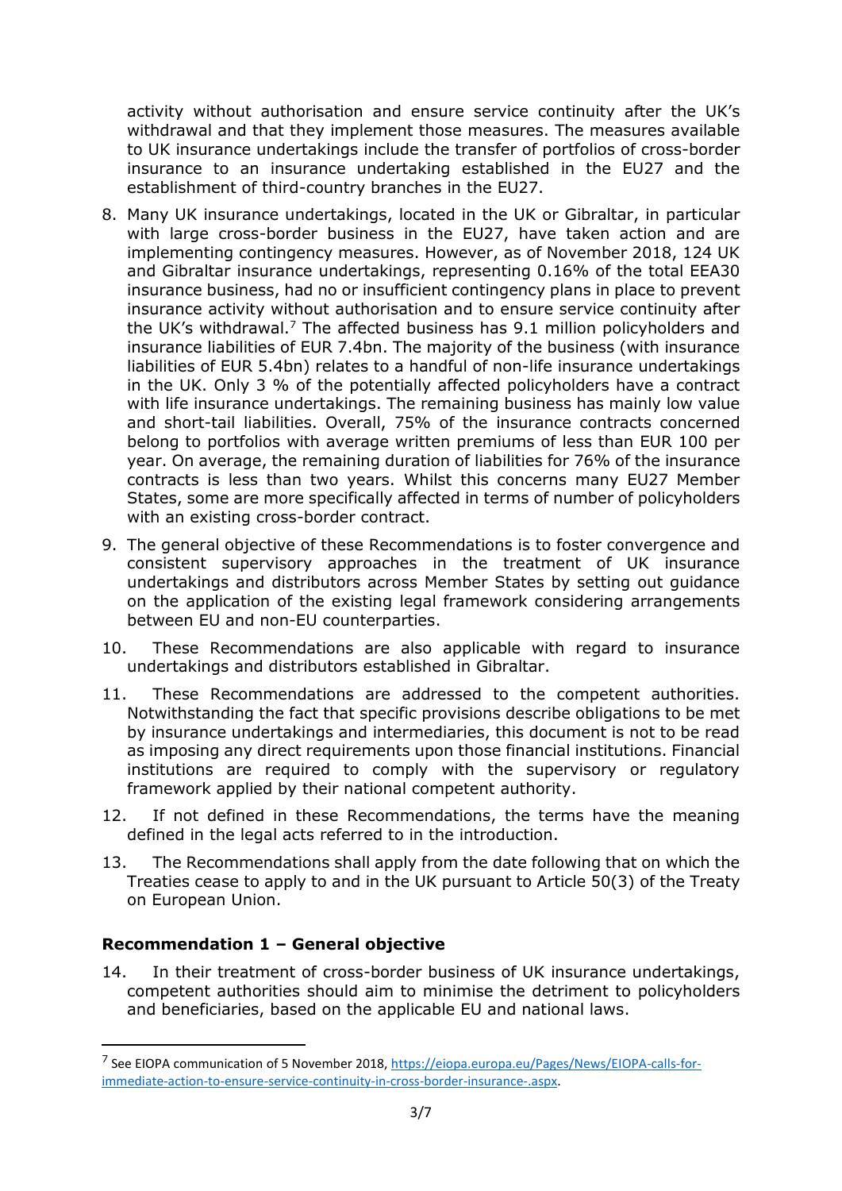activity without authorisation and ensure service continuity after the UK's withdrawal and that they implement those measures. The measures available to UK insurance undertakings include the transfer of portfolios of cross-border insurance to an insurance undertaking established in the EU27 and the establishment of third-country branches in the EU27.

8. Many UK insurance undertakings, located in the UK or Gibraltar, in particular with large cross-border business in the EU27, have taken action and are implementing contingency measures. However, as of November 2018, 124 UK and Gibraltar insurance undertakings, representing 0.16% of the total EEA30 insurance business, had no or insufficient contingency plans in place to prevent insurance activity without authorisation and to ensure service continuity after the UK's withdrawal.[7] The affected business has 9.1 million policyholders and insurance liabilities of EUR 7.4bn. The majority of the business (with insurance liabilities of EUR 5.4bn) relates to a handful of non-life insurance undertakings in the UK. Only 3 % of the potentially affected policyholders have a contract with life insurance undertakings. The remaining business has mainly low value and short-tail liabilities. Overall, 75% of the insurance contracts concerned belong to portfolios with average written premiums of less than EUR 100 per year. On average, the remaining duration of liabilities for 76% of the insurance contracts is less than two years. Whilst this concerns many EU27 Member States, some are more specifically affected in terms of number of policyholders with an existing cross-border contract.

9. The general objective of these Recommendations is to foster convergence and consistent supervisory approaches in the treatment of UK insurance undertakings and distributors across Member States by setting out guidance on the application of the existing legal framework considering arrangements between EU and non-EU counterparties.

10. These Recommendations are also applicable with regard to insurance undertakings and distributors established in Gibraltar.

11. These Recommendations are addressed to the competent authorities. Notwithstanding the fact that specific provisions describe obligations to be met by insurance undertakings and intermediaries, this document is not to be read as imposing any direct requirements upon those financial institutions. Financial institutions are required to comply with the supervisory or regulatory framework applied by their national competent authority.

12. If not defined in these Recommendations, the terms have the meaning defined in the legal acts referred to in the introduction.

13. The Recommendations shall apply from the date following that on which the Treaties cease to apply to and in the UK pursuant to Article 50(3) of the Treaty on European Union.

## Recommendation 1 – General objective

14. In their treatment of cross-border business of UK insurance undertakings, competent authorities should aim to minimise the detriment to policyholders and beneficiaries, based on the applicable EU and national laws.

---

[7] See EIOPA communication of 5 November 2018, https://eiopa.europa.eu/Pages/News/EIOPA-calls-for-immediate-action-to-ensure-service-continuity-in-cross-border-insurance-.aspx.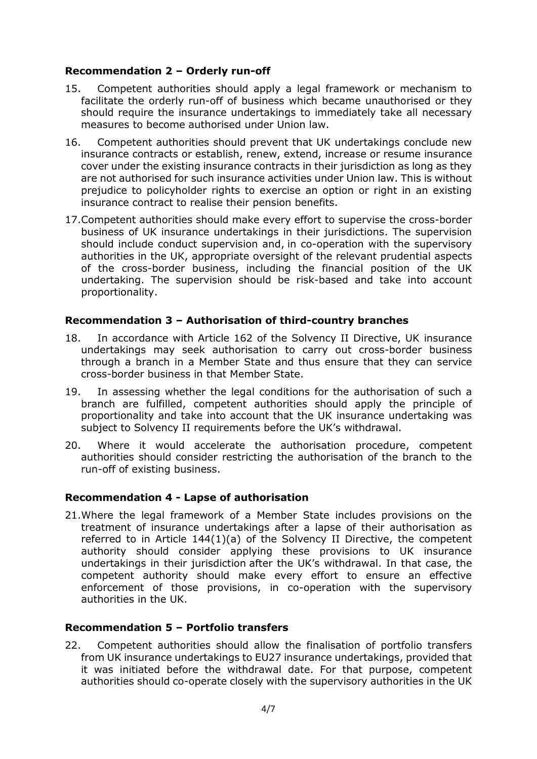### Recommendation 2 – Orderly run-off

15. Competent authorities should apply a legal framework or mechanism to facilitate the orderly run-off of business which became unauthorised or they should require the insurance undertakings to immediately take all necessary measures to become authorised under Union law.

16. Competent authorities should prevent that UK undertakings conclude new insurance contracts or establish, renew, extend, increase or resume insurance cover under the existing insurance contracts in their jurisdiction as long as they are not authorised for such insurance activities under Union law. This is without prejudice to policyholder rights to exercise an option or right in an existing insurance contract to realise their pension benefits.

17. Competent authorities should make every effort to supervise the cross-border business of UK insurance undertakings in their jurisdictions. The supervision should include conduct supervision and, in co-operation with the supervisory authorities in the UK, appropriate oversight of the relevant prudential aspects of the cross-border business, including the financial position of the UK undertaking. The supervision should be risk-based and take into account proportionality.

### Recommendation 3 – Authorisation of third-country branches

18. In accordance with Article 162 of the Solvency II Directive, UK insurance undertakings may seek authorisation to carry out cross-border business through a branch in a Member State and thus ensure that they can service cross-border business in that Member State.

19. In assessing whether the legal conditions for the authorisation of such a branch are fulfilled, competent authorities should apply the principle of proportionality and take into account that the UK insurance undertaking was subject to Solvency II requirements before the UK's withdrawal.

20. Where it would accelerate the authorisation procedure, competent authorities should consider restricting the authorisation of the branch to the run-off of existing business.

### Recommendation 4 - Lapse of authorisation

21. Where the legal framework of a Member State includes provisions on the treatment of insurance undertakings after a lapse of their authorisation as referred to in Article 144(1)(a) of the Solvency II Directive, the competent authority should consider applying these provisions to UK insurance undertakings in their jurisdiction after the UK's withdrawal. In that case, the competent authority should make every effort to ensure an effective enforcement of those provisions, in co-operation with the supervisory authorities in the UK.

### Recommendation 5 – Portfolio transfers

22. Competent authorities should allow the finalisation of portfolio transfers from UK insurance undertakings to EU27 insurance undertakings, provided that it was initiated before the withdrawal date. For that purpose, competent authorities should co-operate closely with the supervisory authorities in the UK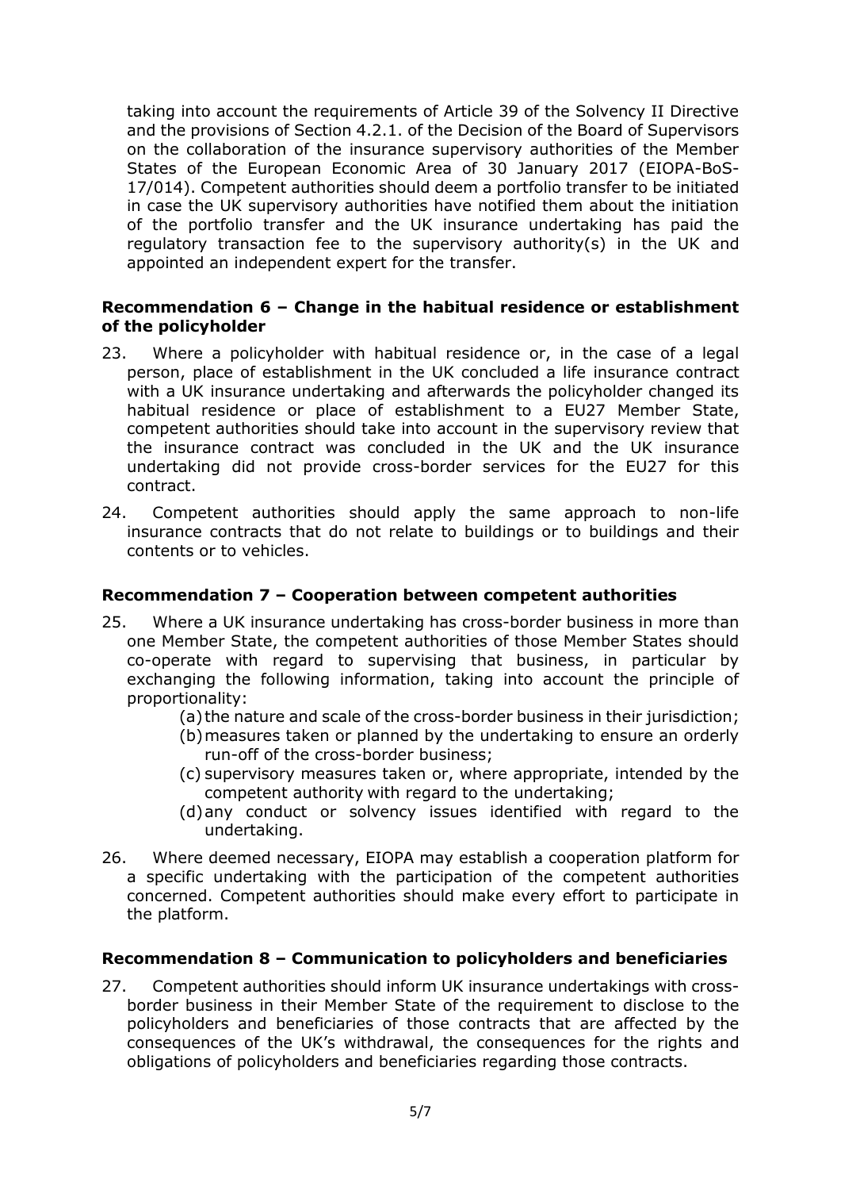taking into account the requirements of Article 39 of the Solvency II Directive and the provisions of Section 4.2.1. of the Decision of the Board of Supervisors on the collaboration of the insurance supervisory authorities of the Member States of the European Economic Area of 30 January 2017 (EIOPA-BoS-17/014). Competent authorities should deem a portfolio transfer to be initiated in case the UK supervisory authorities have notified them about the initiation of the portfolio transfer and the UK insurance undertaking has paid the regulatory transaction fee to the supervisory authority(s) in the UK and appointed an independent expert for the transfer.

**Recommendation 6 – Change in the habitual residence or establishment of the policyholder**

23. Where a policyholder with habitual residence or, in the case of a legal person, place of establishment in the UK concluded a life insurance contract with a UK insurance undertaking and afterwards the policyholder changed its habitual residence or place of establishment to a EU27 Member State, competent authorities should take into account in the supervisory review that the insurance contract was concluded in the UK and the UK insurance undertaking did not provide cross-border services for the EU27 for this contract.

24. Competent authorities should apply the same approach to non-life insurance contracts that do not relate to buildings or to buildings and their contents or to vehicles.

**Recommendation 7 – Cooperation between competent authorities**

25. Where a UK insurance undertaking has cross-border business in more than one Member State, the competent authorities of those Member States should co-operate with regard to supervising that business, in particular by exchanging the following information, taking into account the principle of proportionality:

(a) the nature and scale of the cross-border business in their jurisdiction;

(b) measures taken or planned by the undertaking to ensure an orderly run-off of the cross-border business;

(c) supervisory measures taken or, where appropriate, intended by the competent authority with regard to the undertaking;

(d) any conduct or solvency issues identified with regard to the undertaking.

26. Where deemed necessary, EIOPA may establish a cooperation platform for a specific undertaking with the participation of the competent authorities concerned. Competent authorities should make every effort to participate in the platform.

**Recommendation 8 – Communication to policyholders and beneficiaries**

27. Competent authorities should inform UK insurance undertakings with cross-border business in their Member State of the requirement to disclose to the policyholders and beneficiaries of those contracts that are affected by the consequences of the UK's withdrawal, the consequences for the rights and obligations of policyholders and beneficiaries regarding those contracts.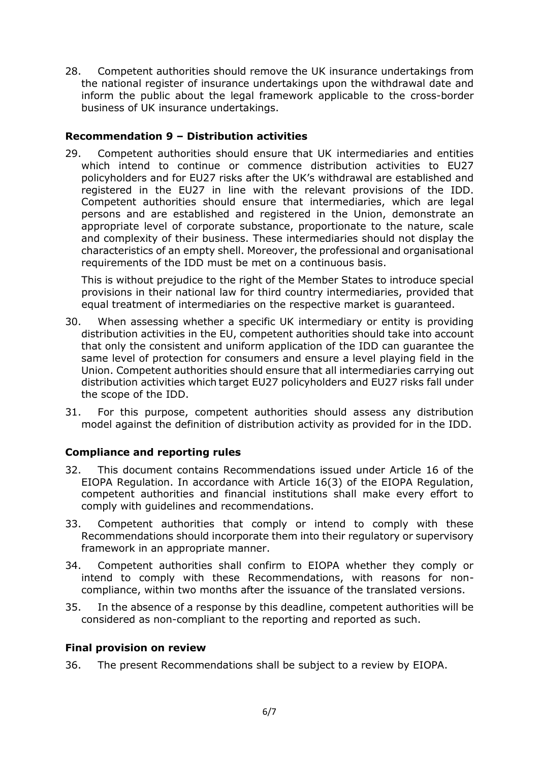28. Competent authorities should remove the UK insurance undertakings from the national register of insurance undertakings upon the withdrawal date and inform the public about the legal framework applicable to the cross-border business of UK insurance undertakings.

### Recommendation 9 – Distribution activities

29. Competent authorities should ensure that UK intermediaries and entities which intend to continue or commence distribution activities to EU27 policyholders and for EU27 risks after the UK's withdrawal are established and registered in the EU27 in line with the relevant provisions of the IDD. Competent authorities should ensure that intermediaries, which are legal persons and are established and registered in the Union, demonstrate an appropriate level of corporate substance, proportionate to the nature, scale and complexity of their business. These intermediaries should not display the characteristics of an empty shell. Moreover, the professional and organisational requirements of the IDD must be met on a continuous basis.

    This is without prejudice to the right of the Member States to introduce special provisions in their national law for third country intermediaries, provided that equal treatment of intermediaries on the respective market is guaranteed.

30. When assessing whether a specific UK intermediary or entity is providing distribution activities in the EU, competent authorities should take into account that only the consistent and uniform application of the IDD can guarantee the same level of protection for consumers and ensure a level playing field in the Union. Competent authorities should ensure that all intermediaries carrying out distribution activities which target EU27 policyholders and EU27 risks fall under the scope of the IDD.

31. For this purpose, competent authorities should assess any distribution model against the definition of distribution activity as provided for in the IDD.

### Compliance and reporting rules

32. This document contains Recommendations issued under Article 16 of the EIOPA Regulation. In accordance with Article 16(3) of the EIOPA Regulation, competent authorities and financial institutions shall make every effort to comply with guidelines and recommendations.

33. Competent authorities that comply or intend to comply with these Recommendations should incorporate them into their regulatory or supervisory framework in an appropriate manner.

34. Competent authorities shall confirm to EIOPA whether they comply or intend to comply with these Recommendations, with reasons for non-compliance, within two months after the issuance of the translated versions.

35. In the absence of a response by this deadline, competent authorities will be considered as non-compliant to the reporting and reported as such.

### Final provision on review

36. The present Recommendations shall be subject to a review by EIOPA.